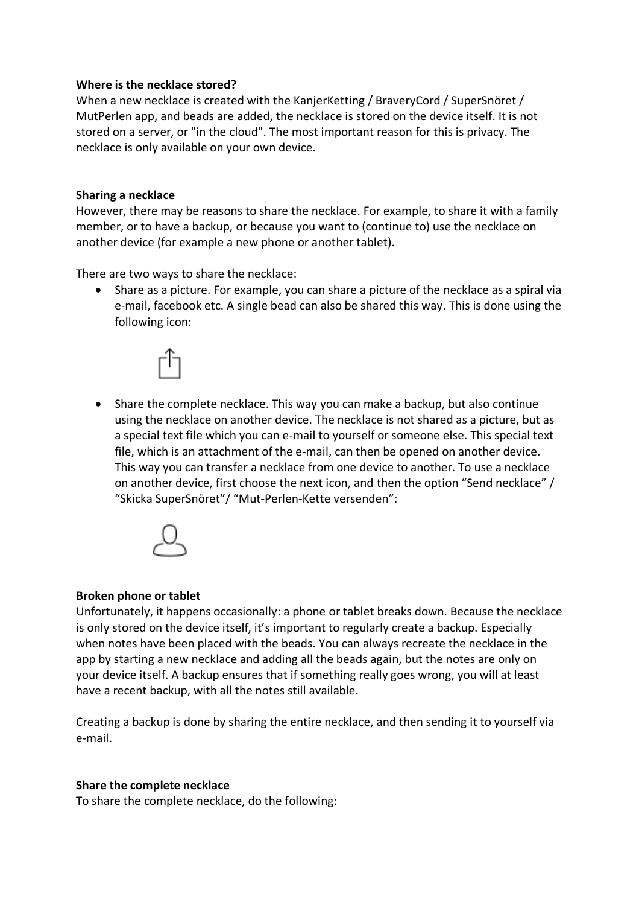**Where is the necklace stored?**

When a new necklace is created with the KanjerKetting / BraveryCord / SuperSnöret / MutPerlen app, and beads are added, the necklace is stored on the device itself. It is not stored on a server, or "in the cloud". The most important reason for this is privacy. The necklace is only available on your own device.

**Sharing a necklace**

However, there may be reasons to share the necklace. For example, to share it with a family member, or to have a backup, or because you want to (continue to) use the necklace on another device (for example a new phone or another tablet).

There are two ways to share the necklace:

- Share as a picture. For example, you can share a picture of the necklace as a spiral via e-mail, facebook etc. A single bead can also be shared this way. This is done using the following icon:
- Share the complete necklace. This way you can make a backup, but also continue using the necklace on another device. The necklace is not shared as a picture, but as a special text file which you can e-mail to yourself or someone else. This special text file, which is an attachment of the e-mail, can then be opened on another device. This way you can transfer a necklace from one device to another. To use a necklace on another device, first choose the next icon, and then the option "Send necklace" / "Skicka SuperSnöret"/ "Mut-Perlen-Kette versenden":

**Broken phone or tablet**

Unfortunately, it happens occasionally: a phone or tablet breaks down. Because the necklace is only stored on the device itself, it's important to regularly create a backup. Especially when notes have been placed with the beads. You can always recreate the necklace in the app by starting a new necklace and adding all the beads again, but the notes are only on your device itself. A backup ensures that if something really goes wrong, you will at least have a recent backup, with all the notes still available.

Creating a backup is done by sharing the entire necklace, and then sending it to yourself via e-mail.

**Share the complete necklace**

To share the complete necklace, do the following: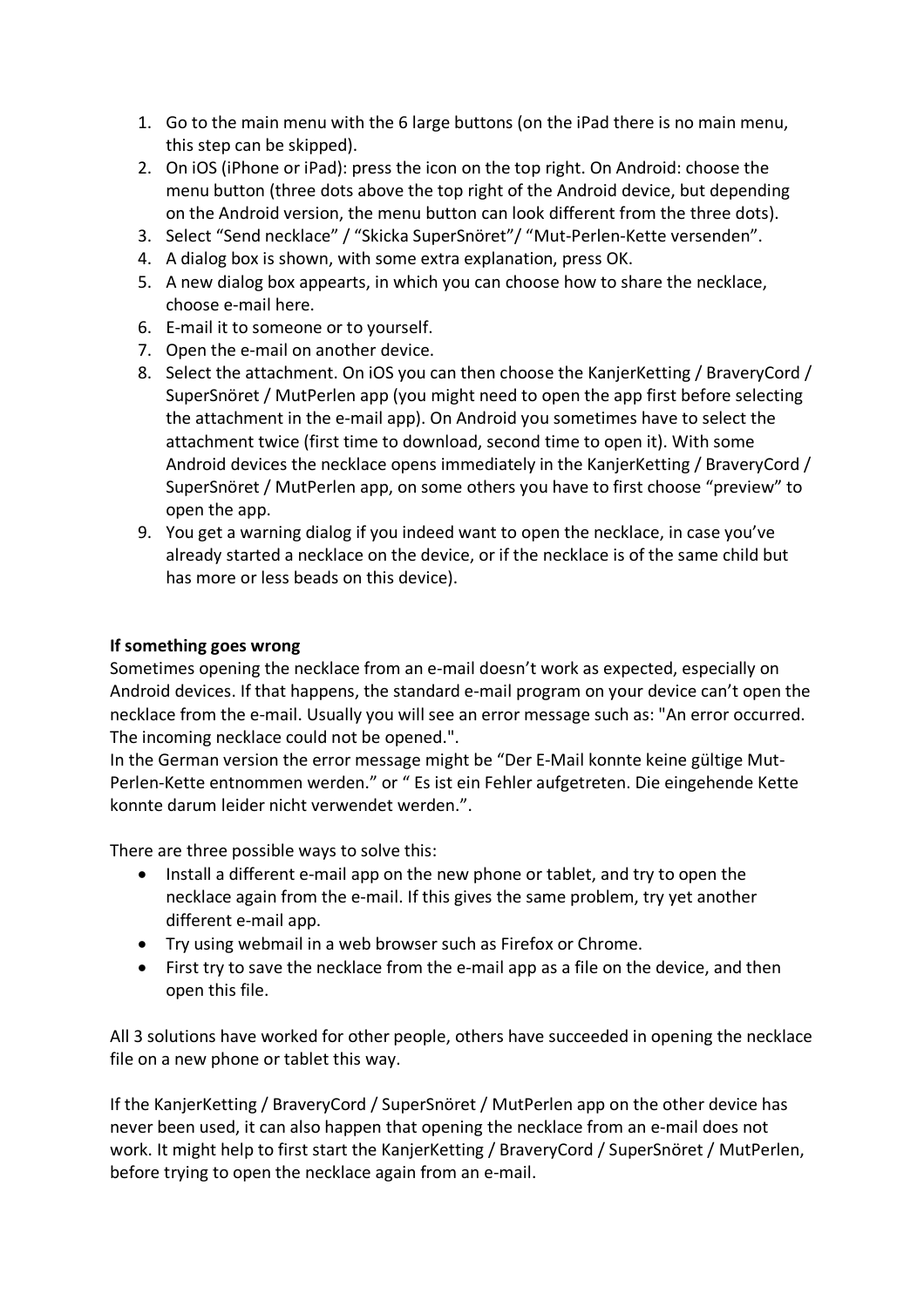1. Go to the main menu with the 6 large buttons (on the iPad there is no main menu, this step can be skipped).
2. On iOS (iPhone or iPad): press the icon on the top right. On Android: choose the menu button (three dots above the top right of the Android device, but depending on the Android version, the menu button can look different from the three dots).
3. Select “Send necklace” / “Skicka SuperSnöret”/ “Mut-Perlen-Kette versenden”.
4. A dialog box is shown, with some extra explanation, press OK.
5. A new dialog box appearts, in which you can choose how to share the necklace, choose e-mail here.
6. E-mail it to someone or to yourself.
7. Open the e-mail on another device.
8. Select the attachment. On iOS you can then choose the KanjerKetting / BraveryCord / SuperSnöret / MutPerlen app (you might need to open the app first before selecting the attachment in the e-mail app). On Android you sometimes have to select the attachment twice (first time to download, second time to open it). With some Android devices the necklace opens immediately in the KanjerKetting / BraveryCord / SuperSnöret / MutPerlen app, on some others you have to first choose “preview” to open the app.
9. You get a warning dialog if you indeed want to open the necklace, in case you’ve already started a necklace on the device, or if the necklace is of the same child but has more or less beads on this device).

**If something goes wrong**

Sometimes opening the necklace from an e-mail doesn’t work as expected, especially on Android devices. If that happens, the standard e-mail program on your device can’t open the necklace from the e-mail. Usually you will see an error message such as: "An error occurred. The incoming necklace could not be opened.".
In the German version the error message might be “Der E-Mail konnte keine gültige Mut-Perlen-Kette entnommen werden.” or “ Es ist ein Fehler aufgetreten. Die eingehende Kette konnte darum leider nicht verwendet werden.”.

There are three possible ways to solve this:

- Install a different e-mail app on the new phone or tablet, and try to open the necklace again from the e-mail. If this gives the same problem, try yet another different e-mail app.
- Try using webmail in a web browser such as Firefox or Chrome.
- First try to save the necklace from the e-mail app as a file on the device, and then open this file.

All 3 solutions have worked for other people, others have succeeded in opening the necklace file on a new phone or tablet this way.

If the KanjerKetting / BraveryCord / SuperSnöret / MutPerlen app on the other device has never been used, it can also happen that opening the necklace from an e-mail does not work. It might help to first start the KanjerKetting / BraveryCord / SuperSnöret / MutPerlen, before trying to open the necklace again from an e-mail.